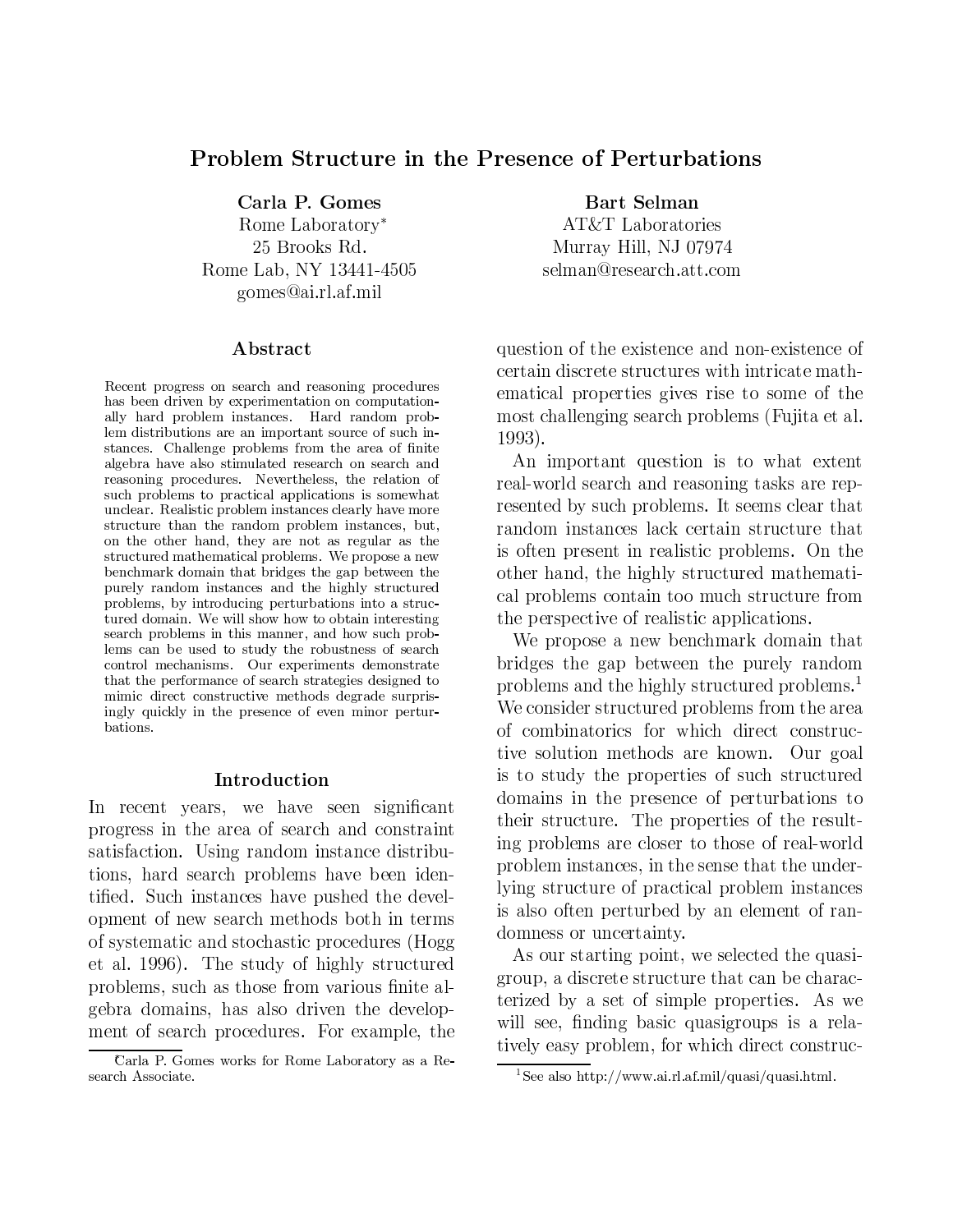# Problem Structure in the Presence of Perturbations

**Carla P. Gomes**
Rome Laboratory*
25 Brooks Rd.
Rome Lab, NY 13441-4505
gomes@ai.rl.af.mil

**Bart Selman**
AT&T Laboratories
Murray Hill, NJ 07974
selman@research.att.com

## Abstract

Recent progress on search and reasoning procedures has been driven by experimentation on computationally hard problem instances. Hard random problem distributions are an important source of such instances. Challenge problems from the area of finite algebra have also stimulated research on search and reasoning procedures. Nevertheless, the relation of such problems to practical applications is somewhat unclear. Realistic problem instances clearly have more structure than the random problem instances, but, on the other hand, they are not as regular as the structured mathematical problems. We propose a new benchmark domain that bridges the gap between the purely random instances and the highly structured problems, by introducing perturbations into a structured domain. We will show how to obtain interesting search problems in this manner, and how such problems can be used to study the robustness of search control mechanisms. Our experiments demonstrate that the performance of search strategies designed to mimic direct constructive methods degrade surprisingly quickly in the presence of even minor perturbations.

## Introduction

In recent years, we have seen significant progress in the area of search and constraint satisfaction. Using random instance distributions, hard search problems have been identified. Such instances have pushed the development of new search methods both in terms of systematic and stochastic procedures (Hogg et al. 1996). The study of highly structured problems, such as those from various finite algebra domains, has also driven the development of search procedures. For example, the question of the existence and non-existence of certain discrete structures with intricate mathematical properties gives rise to some of the most challenging search problems (Fujita et al. 1993).

An important question is to what extent real-world search and reasoning tasks are represented by such problems. It seems clear that random instances lack certain structure that is often present in realistic problems. On the other hand, the highly structured mathematical problems contain too much structure from the perspective of realistic applications.

We propose a new benchmark domain that bridges the gap between the purely random problems and the highly structured problems.[1] We consider structured problems from the area of combinatorics for which direct constructive solution methods are known. Our goal is to study the properties of such structured domains in the presence of perturbations to their structure. The properties of the resulting problems are closer to those of real-world problem instances, in the sense that the underlying structure of practical problem instances is also often perturbed by an element of randomness or uncertainty.

As our starting point, we selected the quasigroup, a discrete structure that can be characterized by a set of simple properties. As we will see, finding basic quasigroups is a relatively easy problem, for which direct construc-

*Carla P. Gomes works for Rome Laboratory as a Research Associate.

[1] See also http://www.ai.rl.af.mil/quasi/quasi.html.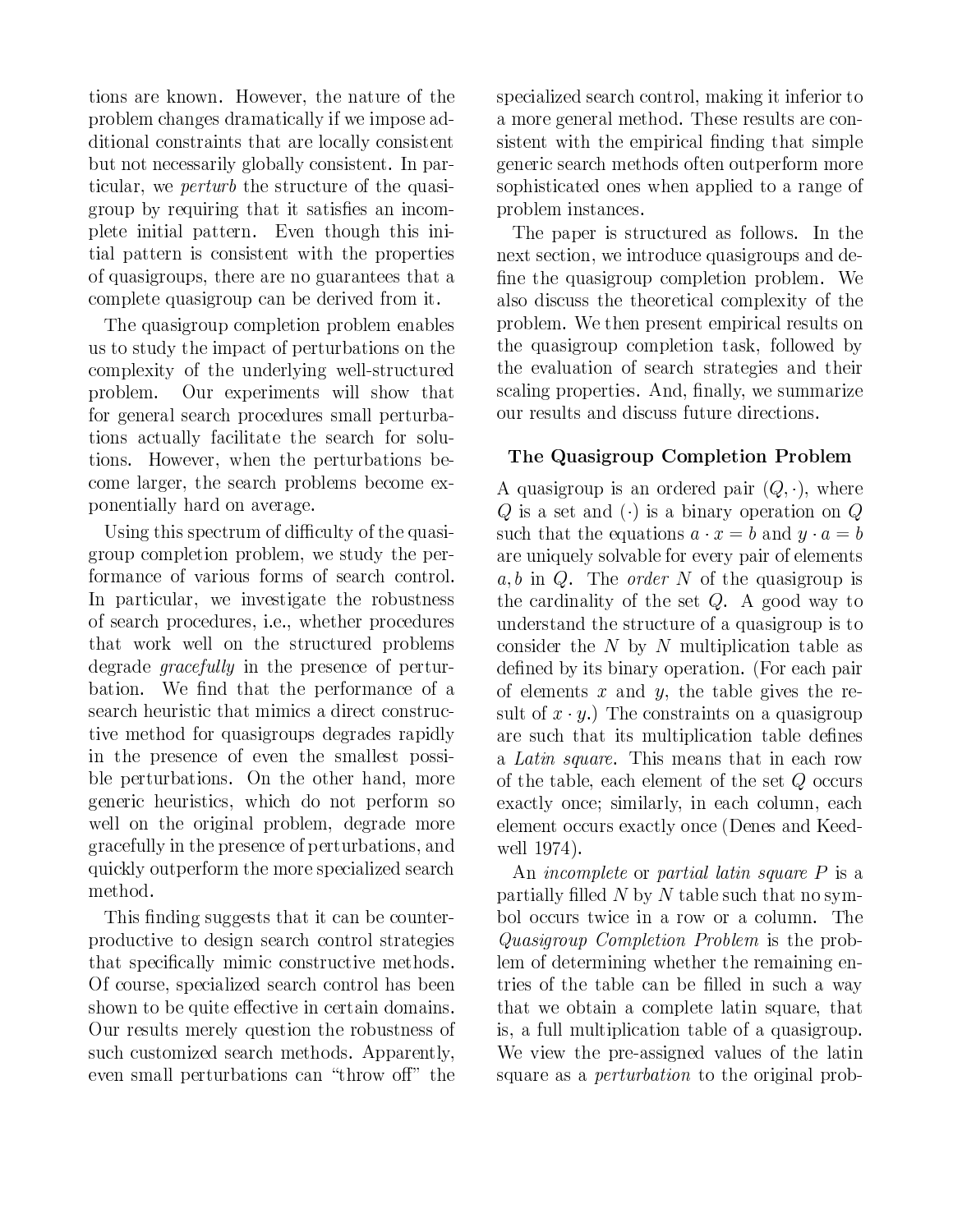tions are known. However, the nature of the problem changes dramatically if we impose additional constraints that are locally consistent but not necessarily globally consistent. In particular, we *perturb* the structure of the quasigroup by requiring that it satisfies an incomplete initial pattern. Even though this initial pattern is consistent with the properties of quasigroups, there are no guarantees that a complete quasigroup can be derived from it.

The quasigroup completion problem enables us to study the impact of perturbations on the complexity of the underlying well-structured problem. Our experiments will show that for general search procedures small perturbations actually facilitate the search for solutions. However, when the perturbations become larger, the search problems become exponentially hard on average.

Using this spectrum of difficulty of the quasigroup completion problem, we study the performance of various forms of search control. In particular, we investigate the robustness of search procedures, i.e., whether procedures that work well on the structured problems degrade *gracefully* in the presence of perturbation. We find that the performance of a search heuristic that mimics a direct constructive method for quasigroups degrades rapidly in the presence of even the smallest possible perturbations. On the other hand, more generic heuristics, which do not perform so well on the original problem, degrade more gracefully in the presence of perturbations, and quickly outperform the more specialized search method.

This finding suggests that it can be counterproductive to design search control strategies that specifically mimic constructive methods. Of course, specialized search control has been shown to be quite effective in certain domains. Our results merely question the robustness of such customized search methods. Apparently, even small perturbations can "throw off" the specialized search control, making it inferior to a more general method. These results are consistent with the empirical finding that simple generic search methods often outperform more sophisticated ones when applied to a range of problem instances.

The paper is structured as follows. In the next section, we introduce quasigroups and define the quasigroup completion problem. We also discuss the theoretical complexity of the problem. We then present empirical results on the quasigroup completion task, followed by the evaluation of search strategies and their scaling properties. And, finally, we summarize our results and discuss future directions.

## The Quasigroup Completion Problem

A quasigroup is an ordered pair $(Q, \cdot)$, where $Q$ is a set and $(\cdot)$ is a binary operation on $Q$ such that the equations $a \cdot x = b$ and $y \cdot a = b$ are uniquely solvable for every pair of elements $a, b$ in $Q$. The *order* $N$ of the quasigroup is the cardinality of the set $Q$. A good way to understand the structure of a quasigroup is to consider the $N$ by $N$ multiplication table as defined by its binary operation. (For each pair of elements $x$ and $y$, the table gives the result of $x \cdot y$.) The constraints on a quasigroup are such that its multiplication table defines a *Latin square*. This means that in each row of the table, each element of the set $Q$ occurs exactly once; similarly, in each column, each element occurs exactly once (Denes and Keedwell 1974).

An *incomplete* or *partial latin square* $P$ is a partially filled $N$ by $N$ table such that no symbol occurs twice in a row or a column. The *Quasigroup Completion Problem* is the problem of determining whether the remaining entries of the table can be filled in such a way that we obtain a complete latin square, that is, a full multiplication table of a quasigroup. We view the pre-assigned values of the latin square as a *perturbation* to the original prob-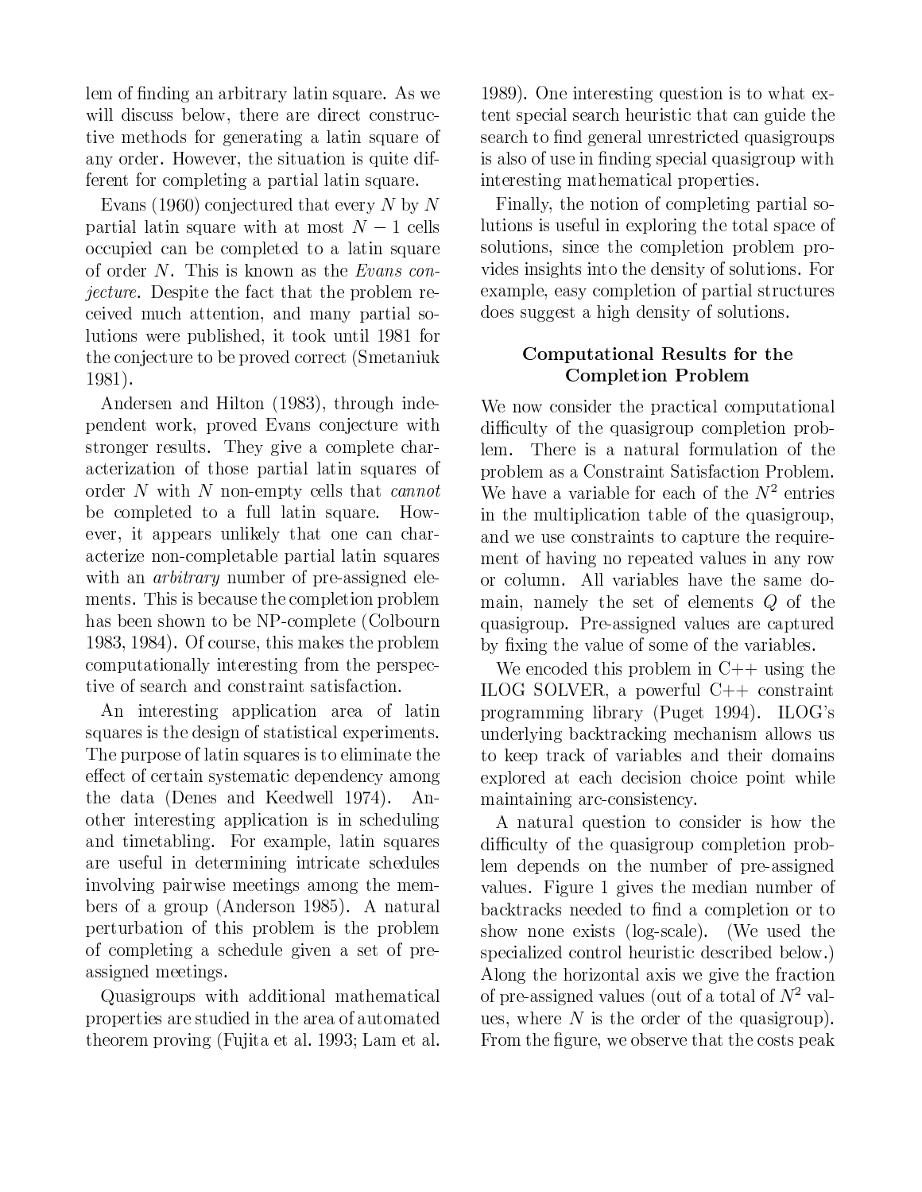lem of finding an arbitrary latin square. As we will discuss below, there are direct constructive methods for generating a latin square of any order. However, the situation is quite different for completing a partial latin square.

Evans (1960) conjectured that every $N$ by $N$ partial latin square with at most $N-1$ cells occupied can be completed to a latin square of order $N$. This is known as the *Evans conjecture*. Despite the fact that the problem received much attention, and many partial solutions were published, it took until 1981 for the conjecture to be proved correct (Smetaniuk 1981).

Andersen and Hilton (1983), through independent work, proved Evans conjecture with stronger results. They give a complete characterization of those partial latin squares of order $N$ with $N$ non-empty cells that *cannot* be completed to a full latin square. However, it appears unlikely that one can characterize non-completable partial latin squares with an *arbitrary* number of pre-assigned elements. This is because the completion problem has been shown to be NP-complete (Colbourn 1983, 1984). Of course, this makes the problem computationally interesting from the perspective of search and constraint satisfaction.

An interesting application area of latin squares is the design of statistical experiments. The purpose of latin squares is to eliminate the effect of certain systematic dependency among the data (Denes and Keedwell 1974). Another interesting application is in scheduling and timetabling. For example, latin squares are useful in determining intricate schedules involving pairwise meetings among the members of a group (Anderson 1985). A natural perturbation of this problem is the problem of completing a schedule given a set of pre-assigned meetings.

Quasigroups with additional mathematical properties are studied in the area of automated theorem proving (Fujita et al. 1993; Lam et al. 1989). One interesting question is to what extent special search heuristic that can guide the search to find general unrestricted quasigroups is also of use in finding special quasigroup with interesting mathematical properties.

Finally, the notion of completing partial solutions is useful in exploring the total space of solutions, since the completion problem provides insights into the density of solutions. For example, easy completion of partial structures does suggest a high density of solutions.

## Computational Results for the Completion Problem

We now consider the practical computational difficulty of the quasigroup completion problem. There is a natural formulation of the problem as a Constraint Satisfaction Problem. We have a variable for each of the $N^2$ entries in the multiplication table of the quasigroup, and we use constraints to capture the requirement of having no repeated values in any row or column. All variables have the same domain, namely the set of elements $Q$ of the quasigroup. Pre-assigned values are captured by fixing the value of some of the variables.

We encoded this problem in C++ using the ILOG SOLVER, a powerful C++ constraint programming library (Puget 1994). ILOG's underlying backtracking mechanism allows us to keep track of variables and their domains explored at each decision choice point while maintaining arc-consistency.

A natural question to consider is how the difficulty of the quasigroup completion problem depends on the number of pre-assigned values. Figure 1 gives the median number of backtracks needed to find a completion or to show none exists (log-scale). (We used the specialized control heuristic described below.) Along the horizontal axis we give the fraction of pre-assigned values (out of a total of $N^2$ values, where $N$ is the order of the quasigroup). From the figure, we observe that the costs peak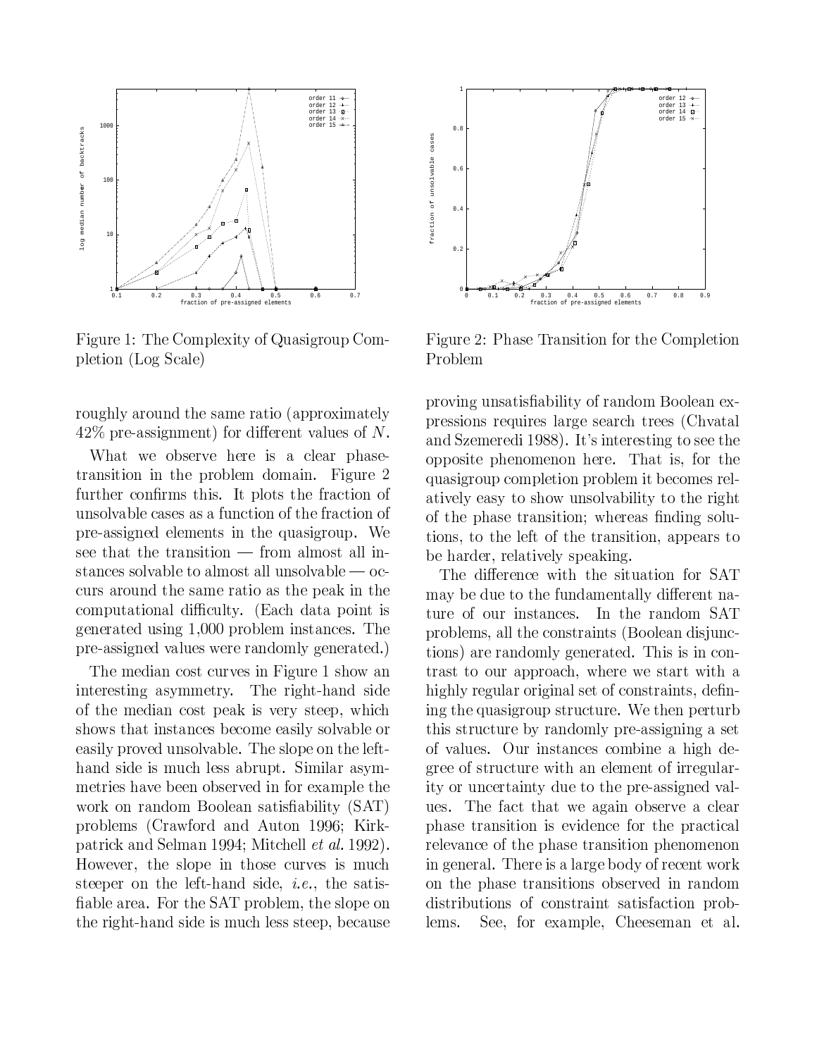Figure 1: The Complexity of Quasigroup Completion (Log Scale)

Figure 2: Phase Transition for the Completion Problem

roughly around the same ratio (approximately 42% pre-assignment) for different values of $N$.

What we observe here is a clear phase-transition in the problem domain. Figure 2 further confirms this. It plots the fraction of unsolvable cases as a function of the fraction of pre-assigned elements in the quasigroup. We see that the transition — from almost all instances solvable to almost all unsolvable — occurs around the same ratio as the peak in the computational difficulty. (Each data point is generated using 1,000 problem instances. The pre-assigned values were randomly generated.)

The median cost curves in Figure 1 show an interesting asymmetry. The right-hand side of the median cost peak is very steep, which shows that instances become easily solvable or easily proved unsolvable. The slope on the left-hand side is much less abrupt. Similar asymmetries have been observed in for example the work on random Boolean satisfiability (SAT) problems (Crawford and Auton 1996; Kirkpatrick and Selman 1994; Mitchell *et al.* 1992). However, the slope in those curves is much steeper on the left-hand side, *i.e.*, the satisfiable area. For the SAT problem, the slope on the right-hand side is much less steep, because proving unsatisfiability of random Boolean expressions requires large search trees (Chvatal and Szemeredi 1988). It's interesting to see the opposite phenomenon here. That is, for the quasigroup completion problem it becomes relatively easy to show unsolvability to the right of the phase transition; whereas finding solutions, to the left of the transition, appears to be harder, relatively speaking.

The difference with the situation for SAT may be due to the fundamentally different nature of our instances. In the random SAT problems, all the constraints (Boolean disjunctions) are randomly generated. This is in contrast to our approach, where we start with a highly regular original set of constraints, defining the quasigroup structure. We then perturb this structure by randomly pre-assigning a set of values. Our instances combine a high degree of structure with an element of irregularity or uncertainty due to the pre-assigned values. The fact that we again observe a clear phase transition is evidence for the practical relevance of the phase transition phenomenon in general. There is a large body of recent work on the phase transitions observed in random distributions of constraint satisfaction problems. See, for example, Cheeseman et al.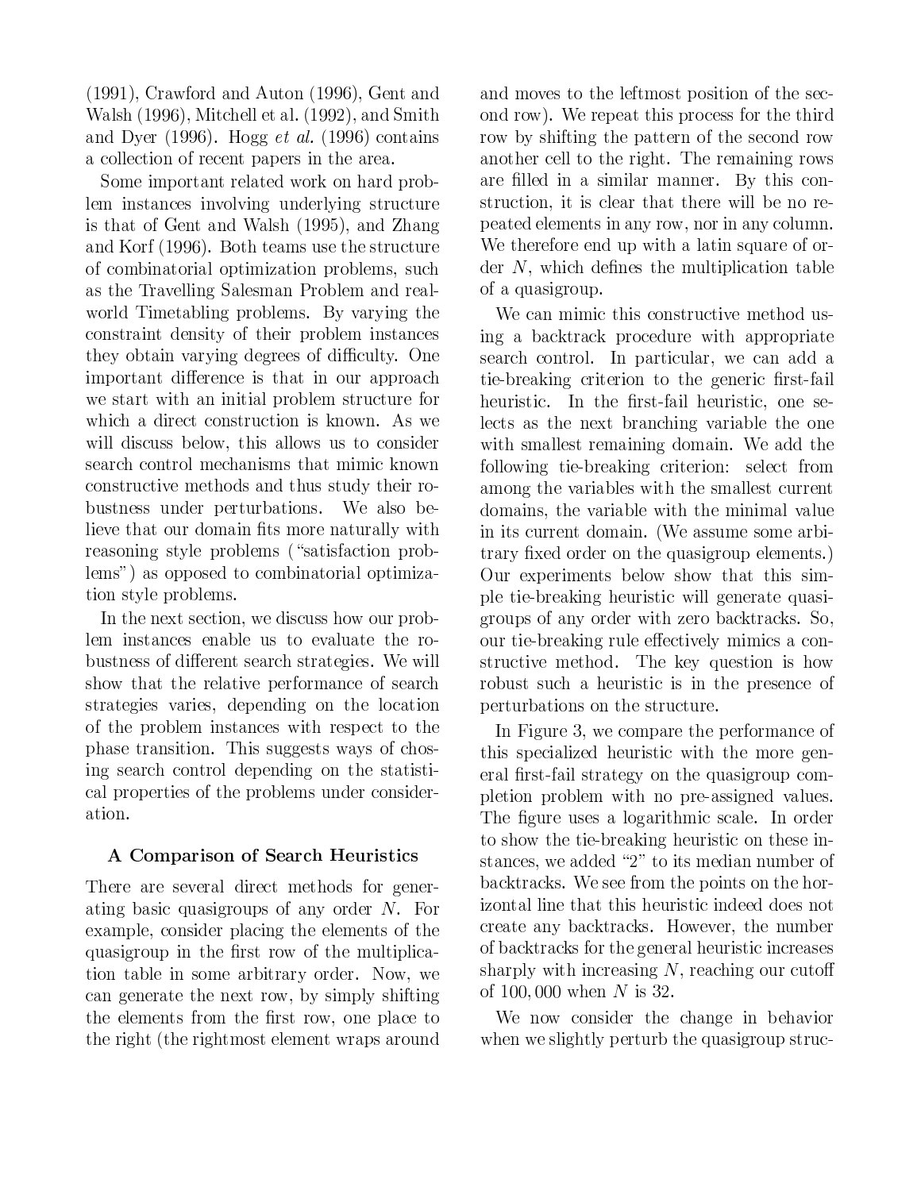(1991), Crawford and Auton (1996), Gent and Walsh (1996), Mitchell et al. (1992), and Smith and Dyer (1996). Hogg *et al.* (1996) contains a collection of recent papers in the area.

Some important related work on hard problem instances involving underlying structure is that of Gent and Walsh (1995), and Zhang and Korf (1996). Both teams use the structure of combinatorial optimization problems, such as the Travelling Salesman Problem and real-world Timetabling problems. By varying the constraint density of their problem instances they obtain varying degrees of difficulty. One important difference is that in our approach we start with an initial problem structure for which a direct construction is known. As we will discuss below, this allows us to consider search control mechanisms that mimic known constructive methods and thus study their robustness under perturbations. We also believe that our domain fits more naturally with reasoning style problems ("satisfaction problems") as opposed to combinatorial optimization style problems.

In the next section, we discuss how our problem instances enable us to evaluate the robustness of different search strategies. We will show that the relative performance of search strategies varies, depending on the location of the problem instances with respect to the phase transition. This suggests ways of chosing search control depending on the statistical properties of the problems under consideration.

## A Comparison of Search Heuristics

There are several direct methods for generating basic quasigroups of any order $N$. For example, consider placing the elements of the quasigroup in the first row of the multiplication table in some arbitrary order. Now, we can generate the next row, by simply shifting the elements from the first row, one place to the right (the rightmost element wraps around and moves to the leftmost position of the second row). We repeat this process for the third row by shifting the pattern of the second row another cell to the right. The remaining rows are filled in a similar manner. By this construction, it is clear that there will be no repeated elements in any row, nor in any column. We therefore end up with a latin square of order $N$, which defines the multiplication table of a quasigroup.

We can mimic this constructive method using a backtrack procedure with appropriate search control. In particular, we can add a tie-breaking criterion to the generic first-fail heuristic. In the first-fail heuristic, one selects as the next branching variable the one with smallest remaining domain. We add the following tie-breaking criterion: select from among the variables with the smallest current domains, the variable with the minimal value in its current domain. (We assume some arbitrary fixed order on the quasigroup elements.) Our experiments below show that this simple tie-breaking heuristic will generate quasigroups of any order with zero backtracks. So, our tie-breaking rule effectively mimics a constructive method. The key question is how robust such a heuristic is in the presence of perturbations on the structure.

In Figure 3, we compare the performance of this specialized heuristic with the more general first-fail strategy on the quasigroup completion problem with no pre-assigned values. The figure uses a logarithmic scale. In order to show the tie-breaking heuristic on these instances, we added "2" to its median number of backtracks. We see from the points on the horizontal line that this heuristic indeed does not create any backtracks. However, the number of backtracks for the general heuristic increases sharply with increasing $N$, reaching our cutoff of $100,000$ when $N$ is 32.

We now consider the change in behavior when we slightly perturb the quasigroup struc-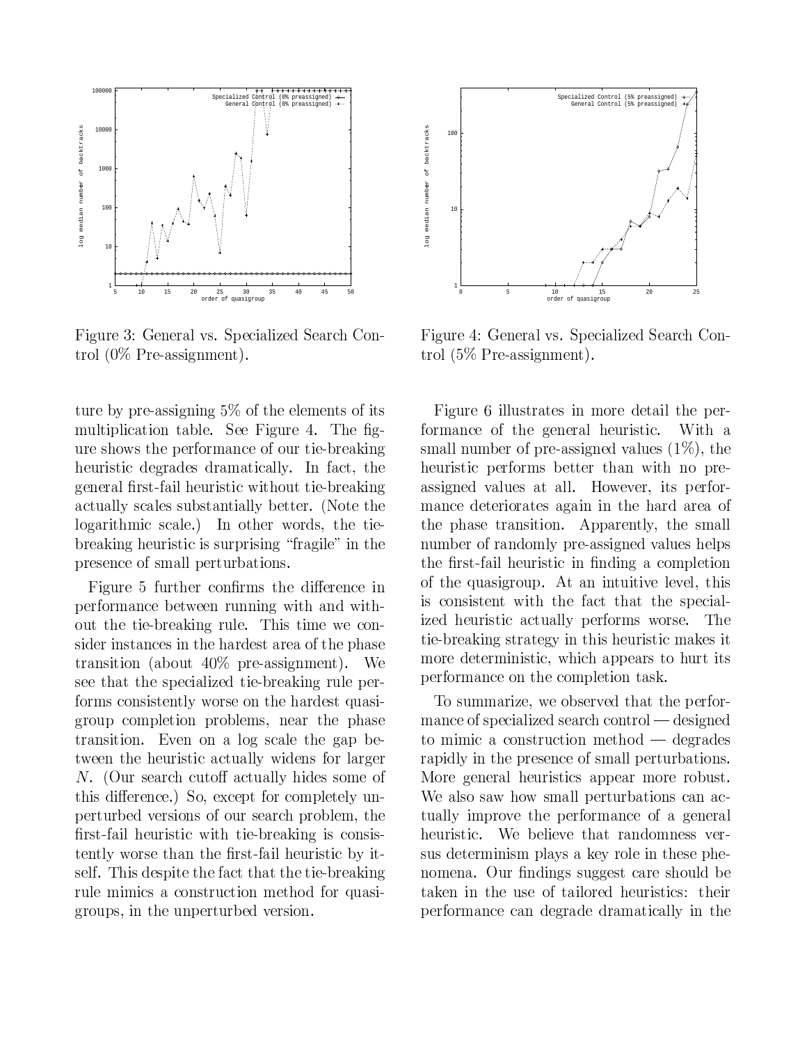Figure 3: General vs. Specialized Search Control (0% Pre-assignment).

Figure 4: General vs. Specialized Search Control (5% Pre-assignment).

ture by pre-assigning 5% of the elements of its multiplication table. See Figure 4. The figure shows the performance of our tie-breaking heuristic degrades dramatically. In fact, the general first-fail heuristic without tie-breaking actually scales substantially better. (Note the logarithmic scale.) In other words, the tie-breaking heuristic is surprising "fragile" in the presence of small perturbations.

Figure 5 further confirms the difference in performance between running with and without the tie-breaking rule. This time we consider instances in the hardest area of the phase transition (about 40% pre-assignment). We see that the specialized tie-breaking rule performs consistently worse on the hardest quasigroup completion problems, near the phase transition. Even on a log scale the gap between the heuristic actually widens for larger $N$. (Our search cutoff actually hides some of this difference.) So, except for completely unperturbed versions of our search problem, the first-fail heuristic with tie-breaking is consistently worse than the first-fail heuristic by itself. This despite the fact that the tie-breaking rule mimics a construction method for quasigroups, in the unperturbed version.

Figure 6 illustrates in more detail the performance of the general heuristic. With a small number of pre-assigned values (1%), the heuristic performs better than with no pre-assigned values at all. However, its performance deteriorates again in the hard area of the phase transition. Apparently, the small number of randomly pre-assigned values helps the first-fail heuristic in finding a completion of the quasigroup. At an intuitive level, this is consistent with the fact that the specialized heuristic actually performs worse. The tie-breaking strategy in this heuristic makes it more deterministic, which appears to hurt its performance on the completion task.

To summarize, we observed that the performance of specialized search control — designed to mimic a construction method — degrades rapidly in the presence of small perturbations. More general heuristics appear more robust. We also saw how small perturbations can actually improve the performance of a general heuristic. We believe that randomness versus determinism plays a key role in these phenomena. Our findings suggest care should be taken in the use of tailored heuristics: their performance can degrade dramatically in the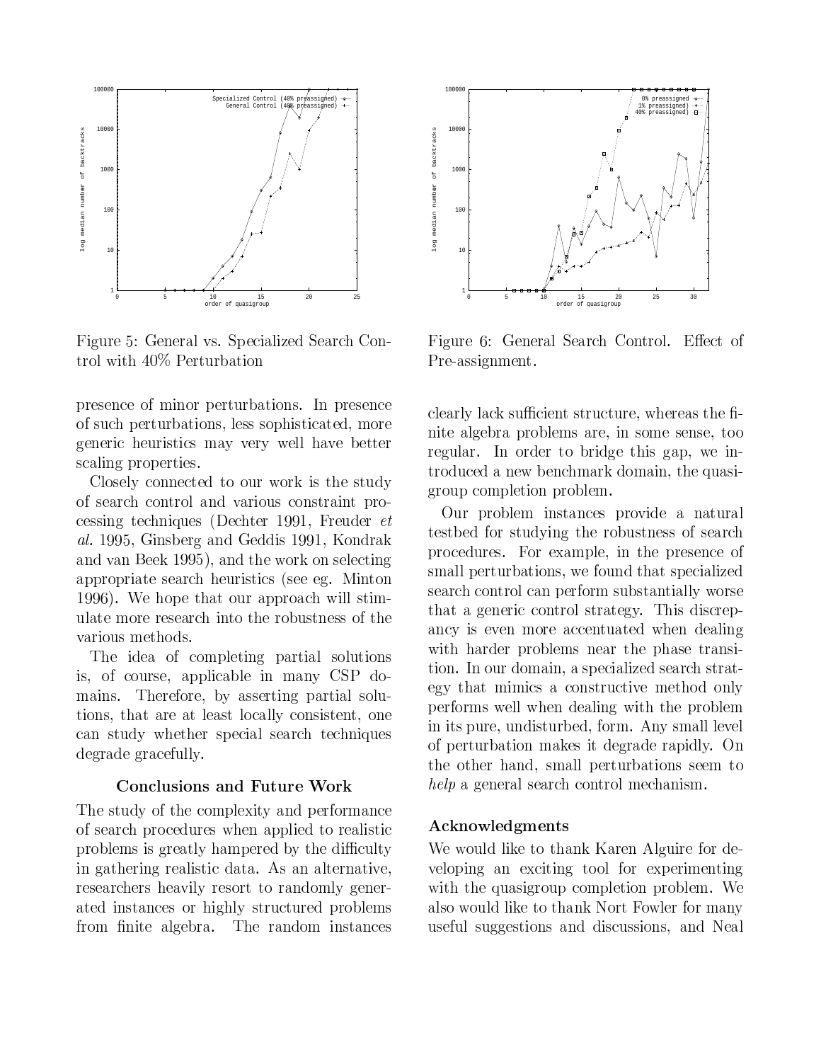Figure 5: General vs. Specialized Search Control with 40% Perturbation

Figure 6: General Search Control. Effect of Pre-assignment.

presence of minor perturbations. In presence of such perturbations, less sophisticated, more generic heuristics may very well have better scaling properties.

Closely connected to our work is the study of search control and various constraint processing techniques (Dechter 1991, Freuder *et al.* 1995, Ginsberg and Geddis 1991, Kondrak and van Beek 1995), and the work on selecting appropriate search heuristics (see eg. Minton 1996). We hope that our approach will stimulate more research into the robustness of the various methods.

The idea of completing partial solutions is, of course, applicable in many CSP domains. Therefore, by asserting partial solutions, that are at least locally consistent, one can study whether special search techniques degrade gracefully.

## Conclusions and Future Work

The study of the complexity and performance of search procedures when applied to realistic problems is greatly hampered by the difficulty in gathering realistic data. As an alternative, researchers heavily resort to randomly generated instances or highly structured problems from finite algebra. The random instances clearly lack sufficient structure, whereas the finite algebra problems are, in some sense, too regular. In order to bridge this gap, we introduced a new benchmark domain, the quasigroup completion problem.

Our problem instances provide a natural testbed for studying the robustness of search procedures. For example, in the presence of small perturbations, we found that specialized search control can perform substantially worse that a generic control strategy. This discrepancy is even more accentuated when dealing with harder problems near the phase transition. In our domain, a specialized search strategy that mimics a constructive method only performs well when dealing with the problem in its pure, undisturbed, form. Any small level of perturbation makes it degrade rapidly. On the other hand, small perturbations seem to *help* a general search control mechanism.

### Acknowledgments

We would like to thank Karen Alguire for developing an exciting tool for experimenting with the quasigroup completion problem. We also would like to thank Nort Fowler for many useful suggestions and discussions, and Neal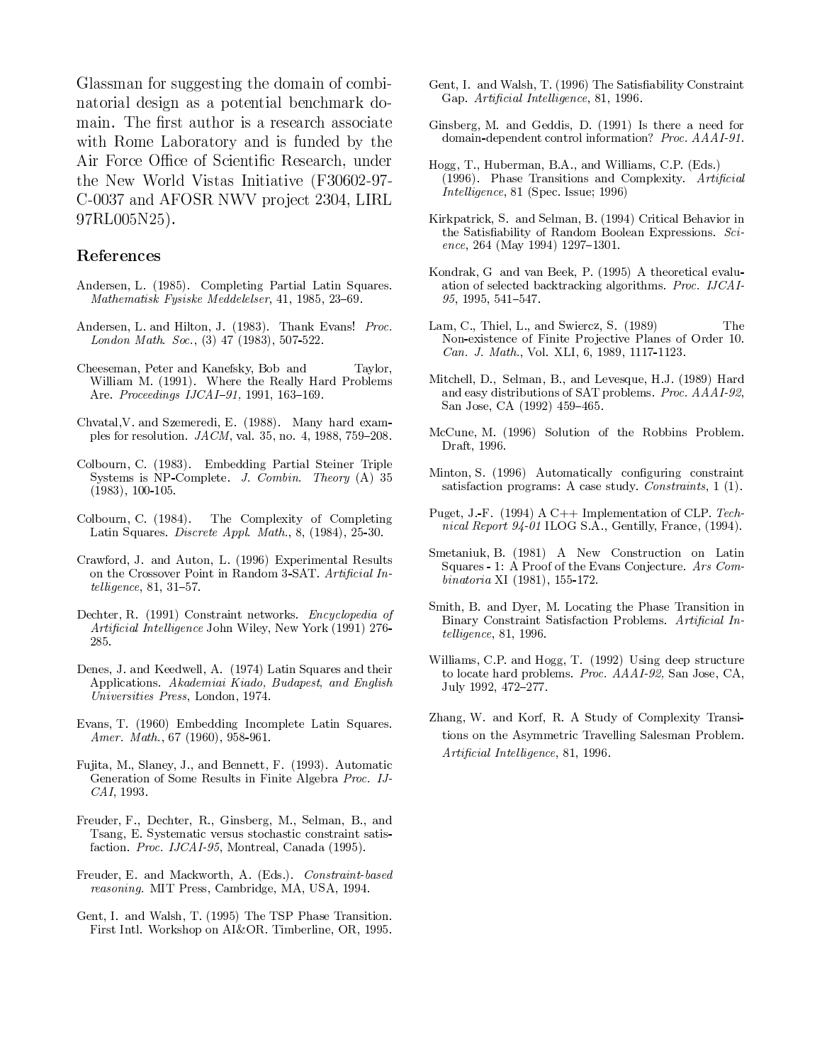Glassman for suggesting the domain of combinatorial design as a potential benchmark domain. The first author is a research associate with Rome Laboratory and is funded by the Air Force Office of Scientific Research, under the New World Vistas Initiative (F30602-97-C-0037 and AFOSR NWV project 2304, LIRL 97RL005N25).

## References

Andersen, L. (1985). Completing Partial Latin Squares. *Mathematisk Fysiske Meddelelser*, 41, 1985, 23–69.

Andersen, L. and Hilton, J. (1983). Thank Evans! *Proc. London Math. Soc.*, (3) 47 (1983), 507-522.

Cheeseman, Peter and Kanefsky, Bob and Taylor, William M. (1991). Where the Really Hard Problems Are. *Proceedings IJCAI–91,* 1991, 163–169.

Chvatal,V. and Szemeredi, E. (1988). Many hard examples for resolution. *JACM*, val. 35, no. 4, 1988, 759–208.

Colbourn, C. (1983). Embedding Partial Steiner Triple Systems is NP-Complete. *J. Combin. Theory* (A) 35 (1983), 100-105.

Colbourn, C. (1984). The Complexity of Completing Latin Squares. *Discrete Appl. Math.*, 8, (1984), 25-30.

Crawford, J. and Auton, L. (1996) Experimental Results on the Crossover Point in Random 3-SAT. *Artificial Intelligence*, 81, 31–57.

Dechter, R. (1991) Constraint networks. *Encyclopedia of Artificial Intelligence* John Wiley, New York (1991) 276-285.

Denes, J. and Keedwell, A. (1974) Latin Squares and their Applications. *Akademiai Kiado, Budapest, and English Universities Press*, London, 1974.

Evans, T. (1960) Embedding Incomplete Latin Squares. *Amer. Math.*, 67 (1960), 958-961.

Fujita, M., Slaney, J., and Bennett, F. (1993). Automatic Generation of Some Results in Finite Algebra *Proc. IJCAI*, 1993.

Freuder, F., Dechter, R., Ginsberg, M., Selman, B., and Tsang, E. Systematic versus stochastic constraint satisfaction. *Proc. IJCAI-95*, Montreal, Canada (1995).

Freuder, E. and Mackworth, A. (Eds.). *Constraint-based reasoning.* MIT Press, Cambridge, MA, USA, 1994.

Gent, I. and Walsh, T. (1995) The TSP Phase Transition. First Intl. Workshop on AI&OR. Timberline, OR, 1995.

Gent, I. and Walsh, T. (1996) The Satisfiability Constraint Gap. *Artificial Intelligence*, 81, 1996.

Ginsberg, M. and Geddis, D. (1991) Is there a need for domain-dependent control information? *Proc. AAAI-91.*

Hogg, T., Huberman, B.A., and Williams, C.P. (Eds.) (1996). Phase Transitions and Complexity. *Artificial Intelligence*, 81 (Spec. Issue; 1996)

Kirkpatrick, S. and Selman, B. (1994) Critical Behavior in the Satisfiability of Random Boolean Expressions. *Science*, 264 (May 1994) 1297–1301.

Kondrak, G and van Beek, P. (1995) A theoretical evaluation of selected backtracking algorithms. *Proc. IJCAI-95*, 1995, 541–547.

Lam, C., Thiel, L., and Swiercz, S. (1989) The Non-existence of Finite Projective Planes of Order 10. *Can. J. Math.*, Vol. XLI, 6, 1989, 1117-1123.

Mitchell, D., Selman, B., and Levesque, H.J. (1989) Hard and easy distributions of SAT problems. *Proc. AAAI-92*, San Jose, CA (1992) 459–465.

McCune, M. (1996) Solution of the Robbins Problem. Draft, 1996.

Minton, S. (1996) Automatically configuring constraint satisfaction programs: A case study. *Constraints*, 1 (1).

Puget, J.-F. (1994) A C++ Implementation of CLP. *Technical Report 94-01* ILOG S.A., Gentilly, France, (1994).

Smetaniuk, B. (1981) A New Construction on Latin Squares - 1: A Proof of the Evans Conjecture. *Ars Combinatoria* XI (1981), 155-172.

Smith, B. and Dyer, M. Locating the Phase Transition in Binary Constraint Satisfaction Problems. *Artificial Intelligence*, 81, 1996.

Williams, C.P. and Hogg, T. (1992) Using deep structure to locate hard problems. *Proc. AAAI-92,* San Jose, CA, July 1992, 472–277.

Zhang, W. and Korf, R. A Study of Complexity Transitions on the Asymmetric Travelling Salesman Problem. *Artificial Intelligence*, 81, 1996.